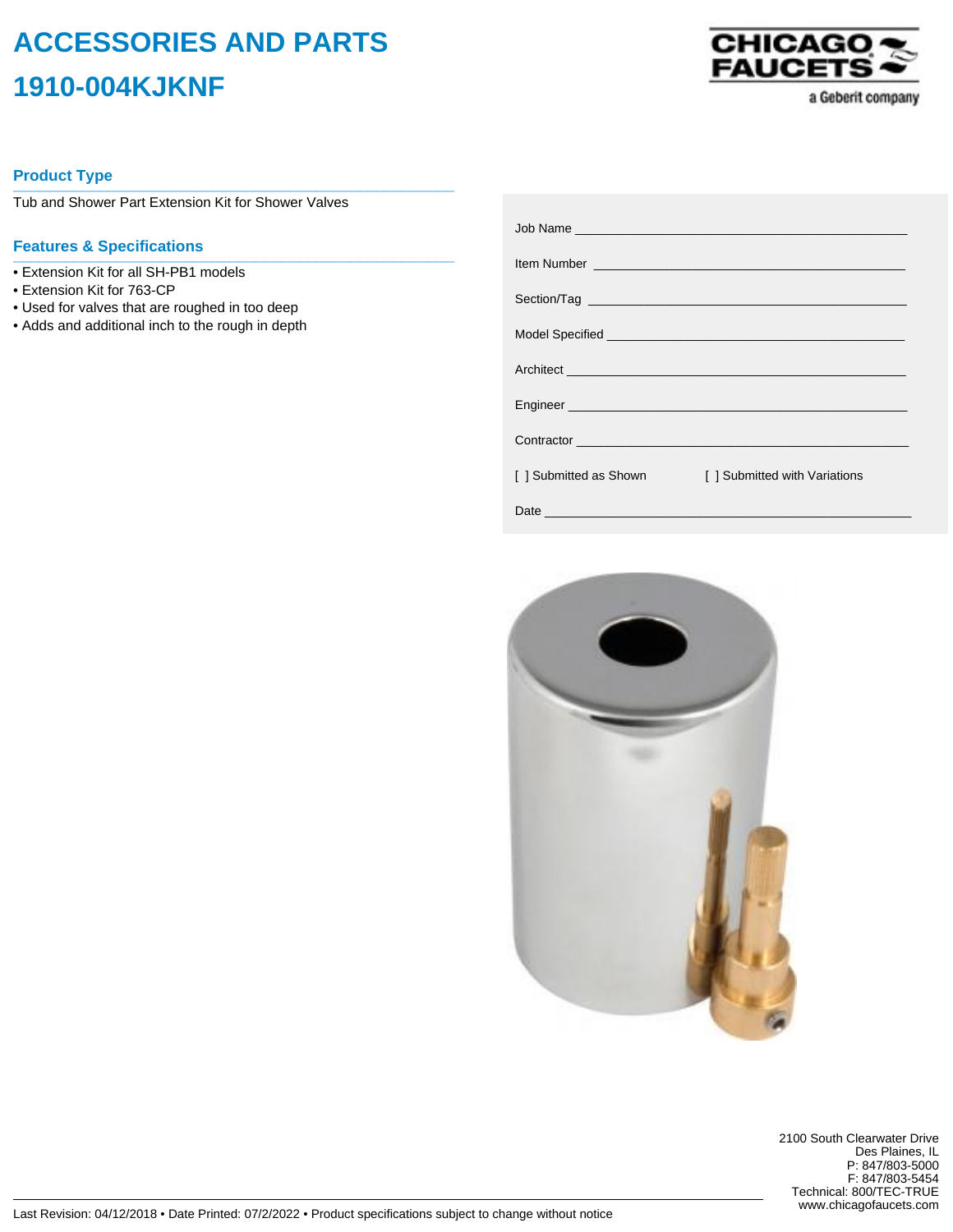# ACCESSORIES AND PARTS

# 1910-004KJKNF

CHICAGO FAUCETS
a Geberit company

## Product Type

Tub and Shower Part Extension Kit for Shower Valves

## Features & Specifications

- Extension Kit for all SH-PB1 models
- Extension Kit for 763-CP
- Used for valves that are roughed in too deep
- Adds and additional inch to the rough in depth

Job Name ______________________________________________

Item Number ____________________________________________

Section/Tag _____________________________________________

Model Specified _________________________________________

Architect _______________________________________________

Engineer _______________________________________________

Contractor ______________________________________________

[ ] Submitted as Shown    [ ] Submitted with Variations

Date __________________________________________________

2100 South Clearwater Drive
Des Plaines, IL
P: 847/803-5000
F: 847/803-5454
Technical: 800/TEC-TRUE
www.chicagofaucets.com

Last Revision: 04/12/2018 • Date Printed: 07/2/2022 • Product specifications subject to change without notice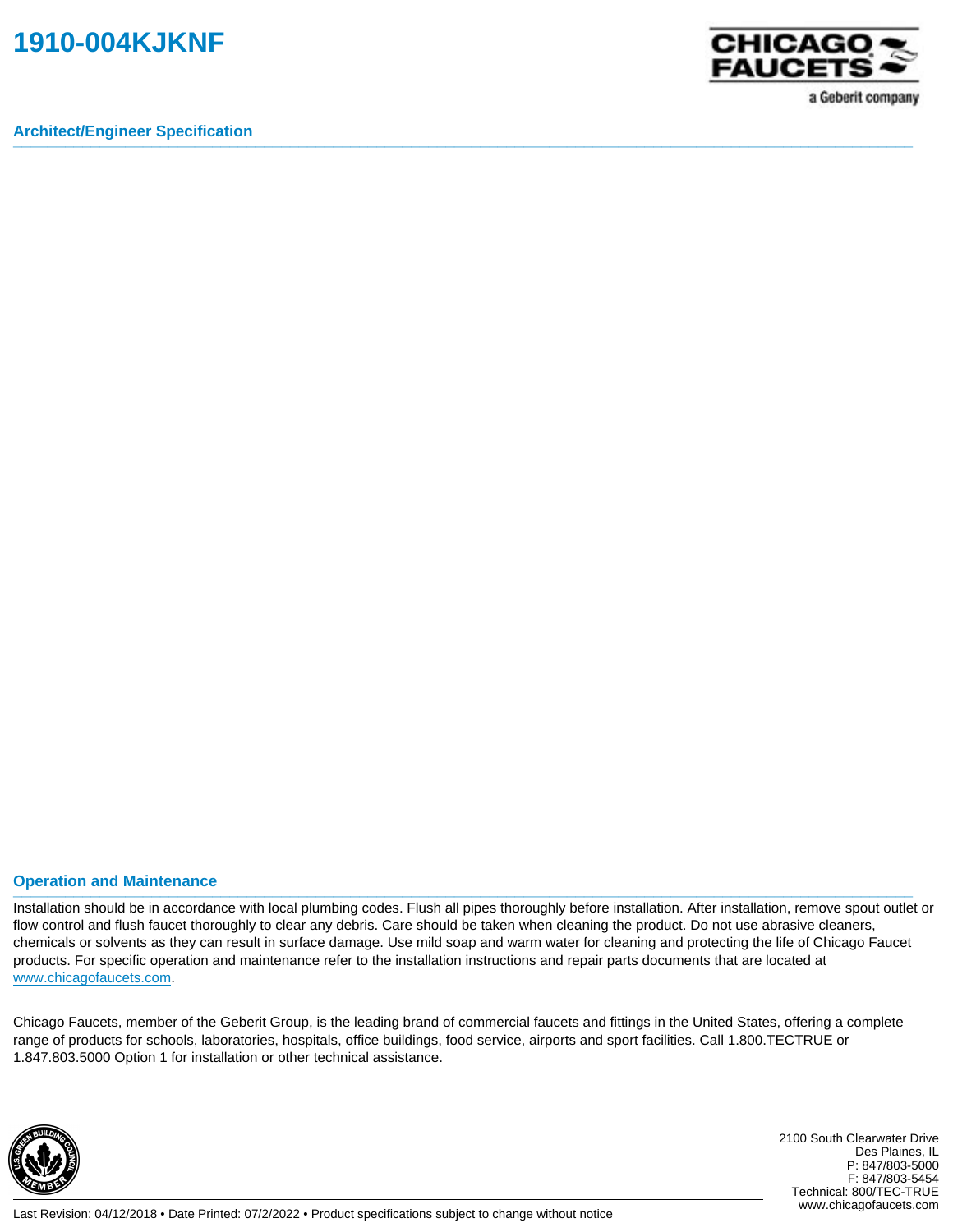# 1910-004KJKNF

## Architect/Engineer Specification

## Operation and Maintenance

Installation should be in accordance with local plumbing codes. Flush all pipes thoroughly before installation. After installation, remove spout outlet or flow control and flush faucet thoroughly to clear any debris. Care should be taken when cleaning the product. Do not use abrasive cleaners, chemicals or solvents as they can result in surface damage. Use mild soap and warm water for cleaning and protecting the life of Chicago Faucet products. For specific operation and maintenance refer to the installation instructions and repair parts documents that are located at www.chicagofaucets.com.

Chicago Faucets, member of the Geberit Group, is the leading brand of commercial faucets and fittings in the United States, offering a complete range of products for schools, laboratories, hospitals, office buildings, food service, airports and sport facilities. Call 1.800.TECTRUE or 1.847.803.5000 Option 1 for installation or other technical assistance.

2100 South Clearwater Drive
Des Plaines, IL
P: 847/803-5000
F: 847/803-5454
Technical: 800/TEC-TRUE
www.chicagofaucets.com

Last Revision: 04/12/2018 • Date Printed: 07/2/2022 • Product specifications subject to change without notice